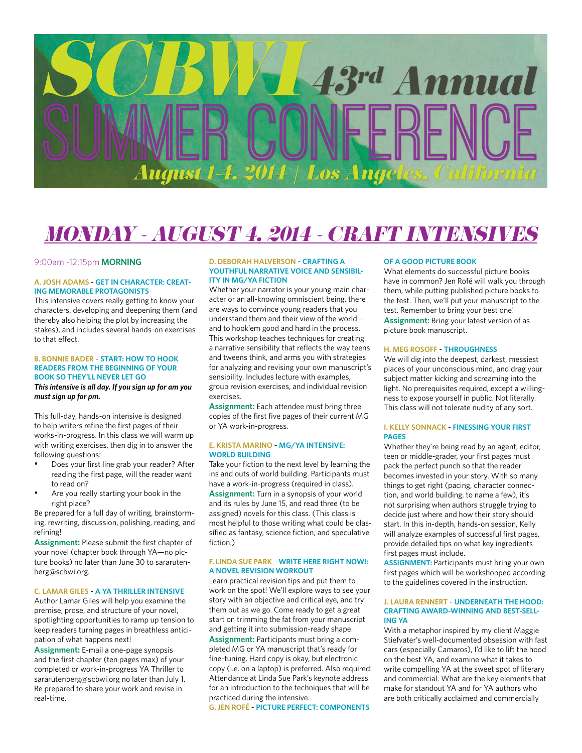# SCBWI 43rd Annual SUMMER CONFERENCE

*August 1-4, 2014 | Los Angeles, California*

## *MONDAY - AUGUST 4, 2014 - CRAFT INTENSIVES*

9:00am -12:15pm **MORNING**

### A. JOSH ADAMS - GET IN CHARACTER: CREATING MEMORABLE PROTAGONISTS

This intensive covers really getting to know your characters, developing and deepening them (and thereby also helping the plot by increasing the stakes), and includes several hands-on exercises to that effect.

### B. BONNIE BADER - START: HOW TO HOOK READERS FROM THE BEGINNING OF YOUR BOOK SO THEY'LL NEVER LET GO

***This intensive is all day. If you sign up for am you must sign up for pm.***

This full-day, hands-on intensive is designed to help writers refine the first pages of their works-in-progress. In this class we will warm up with writing exercises, then dig in to answer the following questions:

- Does your first line grab your reader? After reading the first page, will the reader want to read on?
- Are you really starting your book in the right place?

Be prepared for a full day of writing, brainstorming, rewriting, discussion, polishing, reading, and refining!

**Assignment:** Please submit the first chapter of your novel (chapter book through YA—no picture books) no later than June 30 to sararutenberg@scbwi.org.

### C. LAMAR GILES - A YA THRILLER INTENSIVE

Author Lamar Giles will help you examine the premise, prose, and structure of your novel, spotlighting opportunities to ramp up tension to keep readers turning pages in breathless anticipation of what happens next!

**Assignment:** E-mail a one-page synopsis and the first chapter (ten pages max) of your completed or work-in-progress YA Thriller to sararutenberg@scbwi.org no later than July 1. Be prepared to share your work and revise in real-time.

### D. DEBORAH HALVERSON - CRAFTING A YOUTHFUL NARRATIVE VOICE AND SENSIBILITY IN MG/YA FICTION

Whether your narrator is your young main character or an all-knowing omniscient being, there are ways to convince young readers that you understand them and their view of the world—and to hook'em good and hard in the process. This workshop teaches techniques for creating a narrative sensibility that reflects the way teens and tweens think, and arms you with strategies for analyzing and revising your own manuscript's sensibility. Includes lecture with examples, group revision exercises, and individual revision exercises.

**Assignment:** Each attendee must bring three copies of the first five pages of their current MG or YA work-in-progress.

### E. KRISTA MARINO - MG/YA INTENSIVE: WORLD BUILDING

Take your fiction to the next level by learning the ins and outs of world building. Participants must have a work-in-progress (required in class).

**Assignment:** Turn in a synopsis of your world and its rules by June 15, and read three (to be assigned) novels for this class. (This class is most helpful to those writing what could be classified as fantasy, science fiction, and speculative fiction.)

### F. LINDA SUE PARK - WRITE HERE RIGHT NOW!: A NOVEL REVISION WORKOUT

Learn practical revision tips and put them to work on the spot! We'll explore ways to see your story with an objective and critical eye, and try them out as we go. Come ready to get a great start on trimming the fat from your manuscript and getting it into submission-ready shape.

**Assignment:** Participants must bring a completed MG or YA manuscript that's ready for fine-tuning. Hard copy is okay, but electronic copy (i.e. on a laptop) is preferred. Also required: Attendance at Linda Sue Park's keynote address for an introduction to the techniques that will be practiced during the intensive.

### G. JEN ROFÉ - PICTURE PERFECT: COMPONENTS OF A GOOD PICTURE BOOK

What elements do successful picture books have in common? Jen Rofé will walk you through them, while putting published picture books to the test. Then, we'll put your manuscript to the test. Remember to bring your best one!

**Assignment:** Bring your latest version of as picture book manuscript.

### H. MEG ROSOFF - THROUGHNESS

We will dig into the deepest, darkest, messiest places of your unconscious mind, and drag your subject matter kicking and screaming into the light. No prerequisites required, except a willingness to expose yourself in public. Not literally. This class will not tolerate nudity of any sort.

### I. KELLY SONNACK - FINESSING YOUR FIRST PAGES

Whether they're being read by an agent, editor, teen or middle-grader, your first pages must pack the perfect punch so that the reader becomes invested in your story. With so many things to get right (pacing, character connection, and world building, to name a few), it's not surprising when authors struggle trying to decide just where and how their story should start. In this in-depth, hands-on session, Kelly will analyze examples of successful first pages, provide detailed tips on what key ingredients first pages must include.

**ASSIGNMENT:** Participants must bring your own first pages which will be workshopped according to the guidelines covered in the instruction.

### J. LAURA RENNERT - UNDERNEATH THE HOOD: CRAFTING AWARD-WINNING AND BEST-SELLING YA

With a metaphor inspired by my client Maggie Stiefvater's well-documented obsession with fast cars (especially Camaros), I'd like to lift the hood on the best YA, and examine what it takes to write compelling YA at the sweet spot of literary and commercial. What are the key elements that make for standout YA and for YA authors who are both critically acclaimed and commercially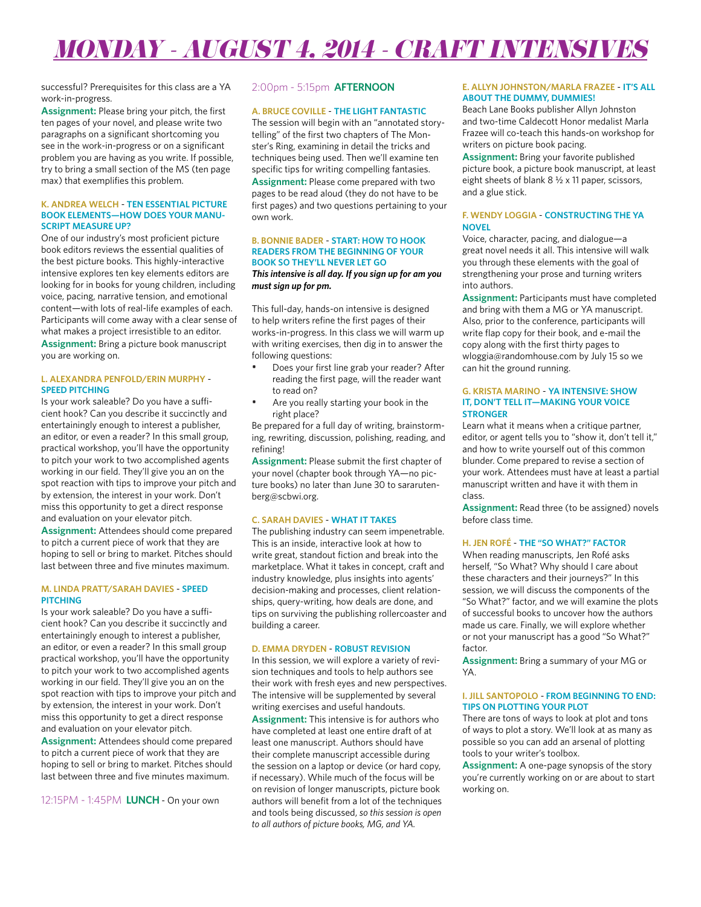# MONDAY - AUGUST 4, 2014 - CRAFT INTENSIVES

successful? Prerequisites for this class are a YA work-in-progress.

**Assignment:** Please bring your pitch, the first ten pages of your novel, and please write two paragraphs on a significant shortcoming you see in the work-in-progress or on a significant problem you are having as you write. If possible, try to bring a small section of the MS (ten page max) that exemplifies this problem.

### K. ANDREA WELCH - TEN ESSENTIAL PICTURE BOOK ELEMENTS—HOW DOES YOUR MANUSCRIPT MEASURE UP?

One of our industry's most proficient picture book editors reviews the essential qualities of the best picture books. This highly-interactive intensive explores ten key elements editors are looking for in books for young children, including voice, pacing, narrative tension, and emotional content—with lots of real-life examples of each. Participants will come away with a clear sense of what makes a project irresistible to an editor.

**Assignment:** Bring a picture book manuscript you are working on.

### L. ALEXANDRA PENFOLD/ERIN MURPHY - SPEED PITCHING

Is your work saleable? Do you have a sufficient hook? Can you describe it succinctly and entertainingly enough to interest a publisher, an editor, or even a reader? In this small group, practical workshop, you'll have the opportunity to pitch your work to two accomplished agents working in our field. They'll give you an on the spot reaction with tips to improve your pitch and by extension, the interest in your work. Don't miss this opportunity to get a direct response and evaluation on your elevator pitch.

**Assignment:** Attendees should come prepared to pitch a current piece of work that they are hoping to sell or bring to market. Pitches should last between three and five minutes maximum.

### M. LINDA PRATT/SARAH DAVIES - SPEED PITCHING

Is your work saleable? Do you have a sufficient hook? Can you describe it succinctly and entertainingly enough to interest a publisher, an editor, or even a reader? In this small group practical workshop, you'll have the opportunity to pitch your work to two accomplished agents working in our field. They'll give you an on the spot reaction with tips to improve your pitch and by extension, the interest in your work. Don't miss this opportunity to get a direct response and evaluation on your elevator pitch.

**Assignment:** Attendees should come prepared to pitch a current piece of work that they are hoping to sell or bring to market. Pitches should last between three and five minutes maximum.

## 12:15PM - 1:45PM **LUNCH** - On your own

## 2:00pm - 5:15pm **AFTERNOON**

### A. BRUCE COVILLE - THE LIGHT FANTASTIC

The session will begin with an "annotated storytelling" of the first two chapters of The Monster's Ring, examining in detail the tricks and techniques being used. Then we'll examine ten specific tips for writing compelling fantasies.

**Assignment:** Please come prepared with two pages to be read aloud (they do not have to be first pages) and two questions pertaining to your own work.

### B. BONNIE BADER - START: HOW TO HOOK READERS FROM THE BEGINNING OF YOUR BOOK SO THEY'LL NEVER LET GO

***This intensive is all day. If you sign up for am you must sign up for pm.***

This full-day, hands-on intensive is designed to help writers refine the first pages of their works-in-progress. In this class we will warm up with writing exercises, then dig in to answer the following questions:

- Does your first line grab your reader? After reading the first page, will the reader want to read on?
- Are you really starting your book in the right place?

Be prepared for a full day of writing, brainstorming, rewriting, discussion, polishing, reading, and refining!

**Assignment:** Please submit the first chapter of your novel (chapter book through YA—no picture books) no later than June 30 to sararutenberg@scbwi.org.

### C. SARAH DAVIES - WHAT IT TAKES

The publishing industry can seem impenetrable. This is an inside, interactive look at how to write great, standout fiction and break into the marketplace. What it takes in concept, craft and industry knowledge, plus insights into agents' decision-making and processes, client relationships, query-writing, how deals are done, and tips on surviving the publishing rollercoaster and building a career.

### D. EMMA DRYDEN - ROBUST REVISION

In this session, we will explore a variety of revision techniques and tools to help authors see their work with fresh eyes and new perspectives. The intensive will be supplemented by several writing exercises and useful handouts.

**Assignment:** This intensive is for authors who have completed at least one entire draft of at least one manuscript. Authors should have their complete manuscript accessible during the session on a laptop or device (or hard copy, if necessary). While much of the focus will be on revision of longer manuscripts, picture book authors will benefit from a lot of the techniques and tools being discussed, *so this session is open to all authors of picture books, MG, and YA.*

### E. ALLYN JOHNSTON/MARLA FRAZEE - IT'S ALL ABOUT THE DUMMY, DUMMIES!

Beach Lane Books publisher Allyn Johnston and two-time Caldecott Honor medalist Marla Frazee will co-teach this hands-on workshop for writers on picture book pacing.

**Assignment:** Bring your favorite published picture book, a picture book manuscript, at least eight sheets of blank 8 ½ x 11 paper, scissors, and a glue stick.

### F. WENDY LOGGIA - CONSTRUCTING THE YA NOVEL

Voice, character, pacing, and dialogue—a great novel needs it all. This intensive will walk you through these elements with the goal of strengthening your prose and turning writers into authors.

**Assignment:** Participants must have completed and bring with them a MG or YA manuscript. Also, prior to the conference, participants will write flap copy for their book, and e-mail the copy along with the first thirty pages to wloggia@randomhouse.com by July 15 so we can hit the ground running.

### G. KRISTA MARINO - YA INTENSIVE: SHOW IT, DON'T TELL IT—MAKING YOUR VOICE STRONGER

Learn what it means when a critique partner, editor, or agent tells you to "show it, don't tell it," and how to write yourself out of this common blunder. Come prepared to revise a section of your work. Attendees must have at least a partial manuscript written and have it with them in class.

**Assignment:** Read three (to be assigned) novels before class time.

### H. JEN ROFÉ - THE "SO WHAT?" FACTOR

When reading manuscripts, Jen Rofé asks herself, "So What? Why should I care about these characters and their journeys?" In this session, we will discuss the components of the "So What?" factor, and we will examine the plots of successful books to uncover how the authors made us care. Finally, we will explore whether or not your manuscript has a good "So What?" factor.

**Assignment:** Bring a summary of your MG or YA.

### I. JILL SANTOPOLO - FROM BEGINNING TO END: TIPS ON PLOTTING YOUR PLOT

There are tons of ways to look at plot and tons of ways to plot a story. We'll look at as many as possible so you can add an arsenal of plotting tools to your writer's toolbox.

**Assignment:** A one-page synopsis of the story you're currently working on or are about to start working on.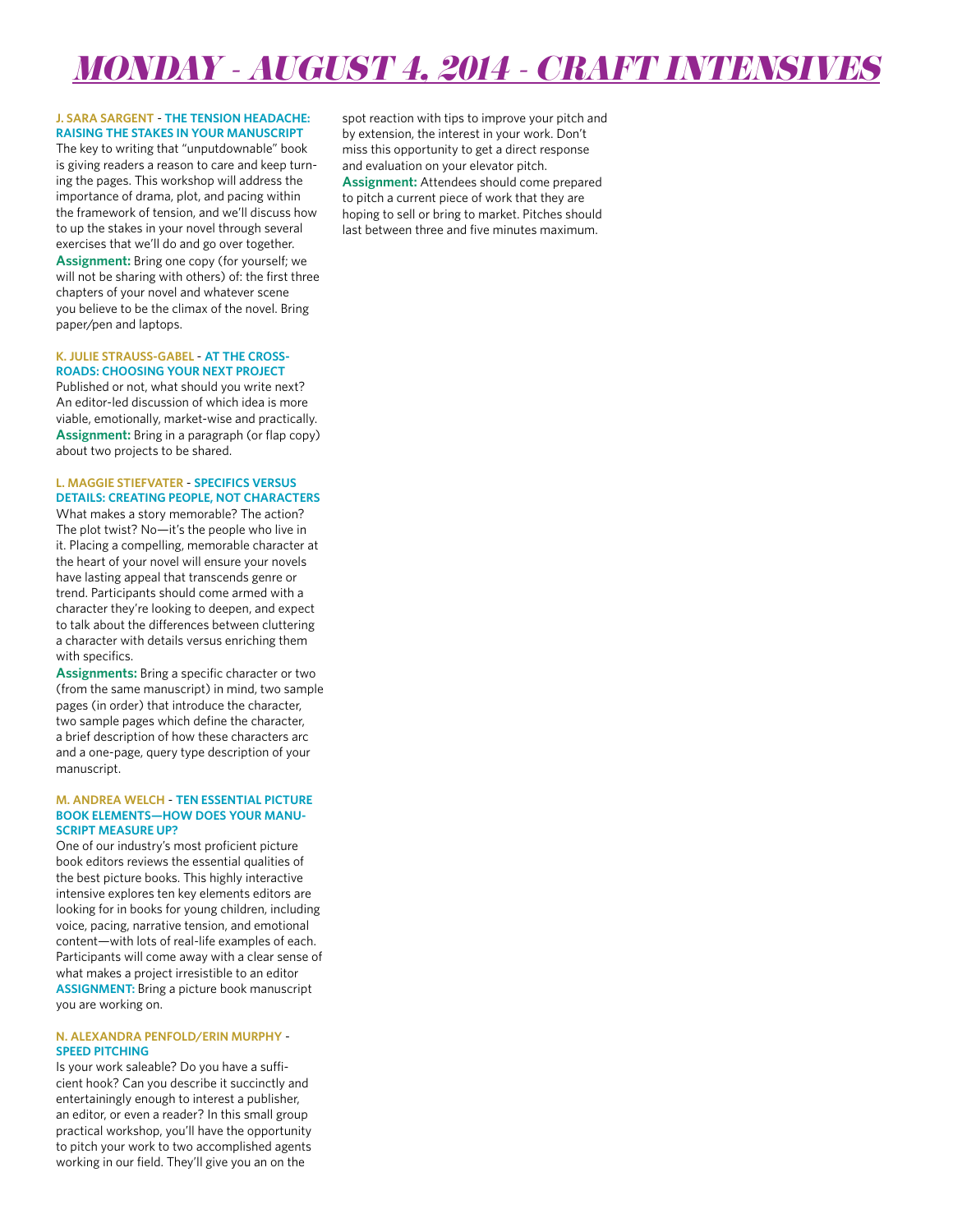# MONDAY - AUGUST 4, 2014 - CRAFT INTENSIVES

**J. SARA SARGENT - THE TENSION HEADACHE: RAISING THE STAKES IN YOUR MANUSCRIPT**

The key to writing that "unputdownable" book is giving readers a reason to care and keep turning the pages. This workshop will address the importance of drama, plot, and pacing within the framework of tension, and we'll discuss how to up the stakes in your novel through several exercises that we'll do and go over together.

**Assignment:** Bring one copy (for yourself; we will not be sharing with others) of: the first three chapters of your novel and whatever scene you believe to be the climax of the novel. Bring paper/pen and laptops.

**K. JULIE STRAUSS-GABEL - AT THE CROSSROADS: CHOOSING YOUR NEXT PROJECT**

Published or not, what should you write next? An editor-led discussion of which idea is more viable, emotionally, market-wise and practically.

**Assignment:** Bring in a paragraph (or flap copy) about two projects to be shared.

**L. MAGGIE STIEFVATER - SPECIFICS VERSUS DETAILS: CREATING PEOPLE, NOT CHARACTERS**

What makes a story memorable? The action? The plot twist? No—it's the people who live in it. Placing a compelling, memorable character at the heart of your novel will ensure your novels have lasting appeal that transcends genre or trend. Participants should come armed with a character they're looking to deepen, and expect to talk about the differences between cluttering a character with details versus enriching them with specifics.

**Assignments:** Bring a specific character or two (from the same manuscript) in mind, two sample pages (in order) that introduce the character, two sample pages which define the character, a brief description of how these characters arc and a one-page, query type description of your manuscript.

**M. ANDREA WELCH - TEN ESSENTIAL PICTURE BOOK ELEMENTS—HOW DOES YOUR MANUSCRIPT MEASURE UP?**

One of our industry's most proficient picture book editors reviews the essential qualities of the best picture books. This highly interactive intensive explores ten key elements editors are looking for in books for young children, including voice, pacing, narrative tension, and emotional content—with lots of real-life examples of each. Participants will come away with a clear sense of what makes a project irresistible to an editor

**ASSIGNMENT:** Bring a picture book manuscript you are working on.

**N. ALEXANDRA PENFOLD/ERIN MURPHY - SPEED PITCHING**

Is your work saleable? Do you have a sufficient hook? Can you describe it succinctly and entertainingly enough to interest a publisher, an editor, or even a reader? In this small group practical workshop, you'll have the opportunity to pitch your work to two accomplished agents working in our field. They'll give you an on the spot reaction with tips to improve your pitch and by extension, the interest in your work. Don't miss this opportunity to get a direct response and evaluation on your elevator pitch.

**Assignment:** Attendees should come prepared to pitch a current piece of work that they are hoping to sell or bring to market. Pitches should last between three and five minutes maximum.